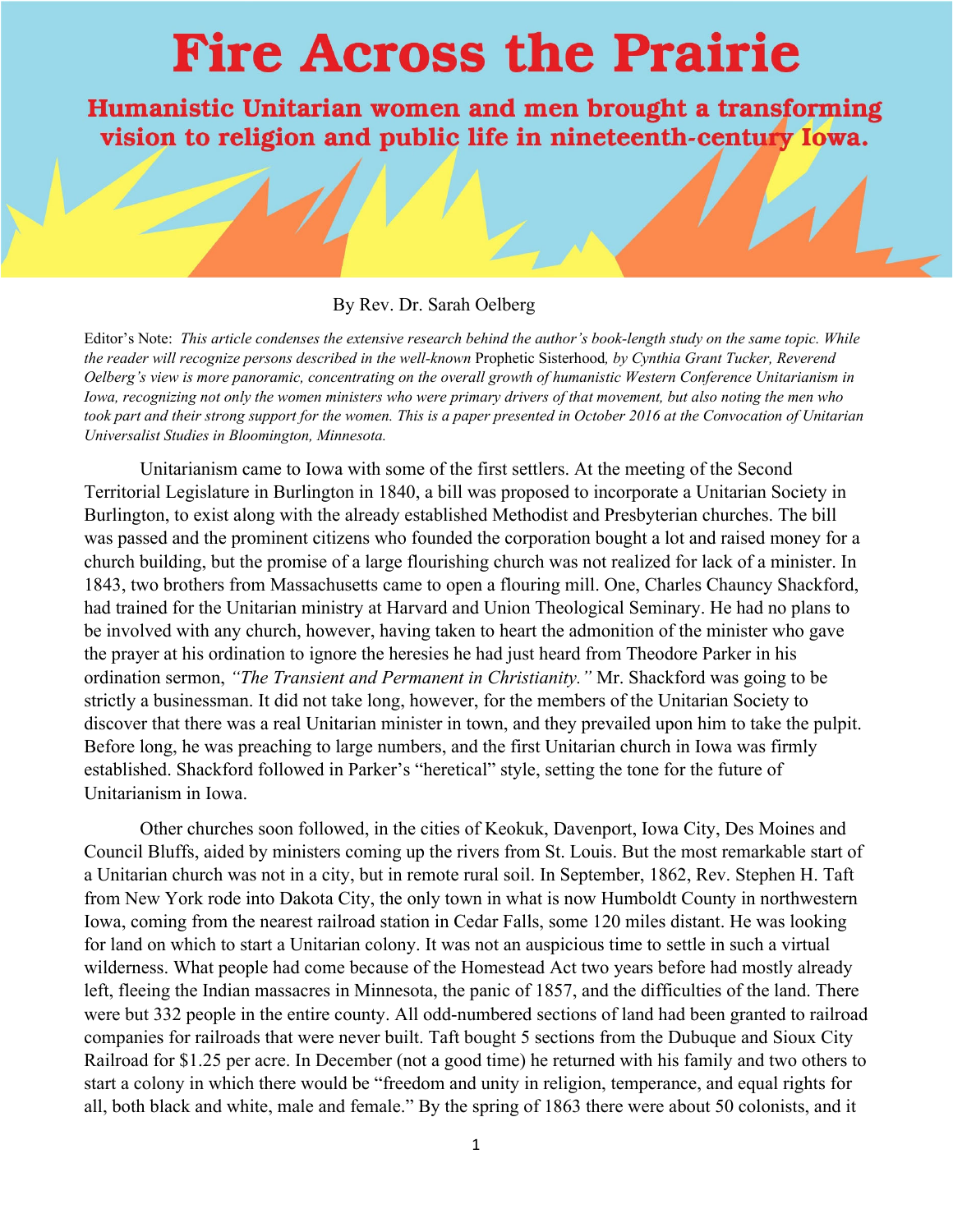# Fire Across the Prairie

## Humanistic Unitarian women and men brought a transforming vision to religion and public life in nineteenth-century Iowa.

By Rev. Dr. Sarah Oelberg

Editor's Note: *This article condenses the extensive research behind the author's book-length study on the same topic. While the reader will recognize persons described in the well-known* Prophetic Sisterhood*, by Cynthia Grant Tucker, Reverend Oelberg's view is more panoramic, concentrating on the overall growth of humanistic Western Conference Unitarianism in Iowa, recognizing not only the women ministers who were primary drivers of that movement, but also noting the men who took part and their strong support for the women. This is a paper presented in October 2016 at the Convocation of Unitarian Universalist Studies in Bloomington, Minnesota.*

Unitarianism came to Iowa with some of the first settlers. At the meeting of the Second Territorial Legislature in Burlington in 1840, a bill was proposed to incorporate a Unitarian Society in Burlington, to exist along with the already established Methodist and Presbyterian churches. The bill was passed and the prominent citizens who founded the corporation bought a lot and raised money for a church building, but the promise of a large flourishing church was not realized for lack of a minister. In 1843, two brothers from Massachusetts came to open a flouring mill. One, Charles Chauncy Shackford, had trained for the Unitarian ministry at Harvard and Union Theological Seminary. He had no plans to be involved with any church, however, having taken to heart the admonition of the minister who gave the prayer at his ordination to ignore the heresies he had just heard from Theodore Parker in his ordination sermon, *"The Transient and Permanent in Christianity."* Mr. Shackford was going to be strictly a businessman. It did not take long, however, for the members of the Unitarian Society to discover that there was a real Unitarian minister in town, and they prevailed upon him to take the pulpit. Before long, he was preaching to large numbers, and the first Unitarian church in Iowa was firmly established. Shackford followed in Parker's "heretical" style, setting the tone for the future of Unitarianism in Iowa.

Other churches soon followed, in the cities of Keokuk, Davenport, Iowa City, Des Moines and Council Bluffs, aided by ministers coming up the rivers from St. Louis. But the most remarkable start of a Unitarian church was not in a city, but in remote rural soil. In September, 1862, Rev. Stephen H. Taft from New York rode into Dakota City, the only town in what is now Humboldt County in northwestern Iowa, coming from the nearest railroad station in Cedar Falls, some 120 miles distant. He was looking for land on which to start a Unitarian colony. It was not an auspicious time to settle in such a virtual wilderness. What people had come because of the Homestead Act two years before had mostly already left, fleeing the Indian massacres in Minnesota, the panic of 1857, and the difficulties of the land. There were but 332 people in the entire county. All odd-numbered sections of land had been granted to railroad companies for railroads that were never built. Taft bought 5 sections from the Dubuque and Sioux City Railroad for $1.25 per acre. In December (not a good time) he returned with his family and two others to start a colony in which there would be "freedom and unity in religion, temperance, and equal rights for all, both black and white, male and female." By the spring of 1863 there were about 50 colonists, and it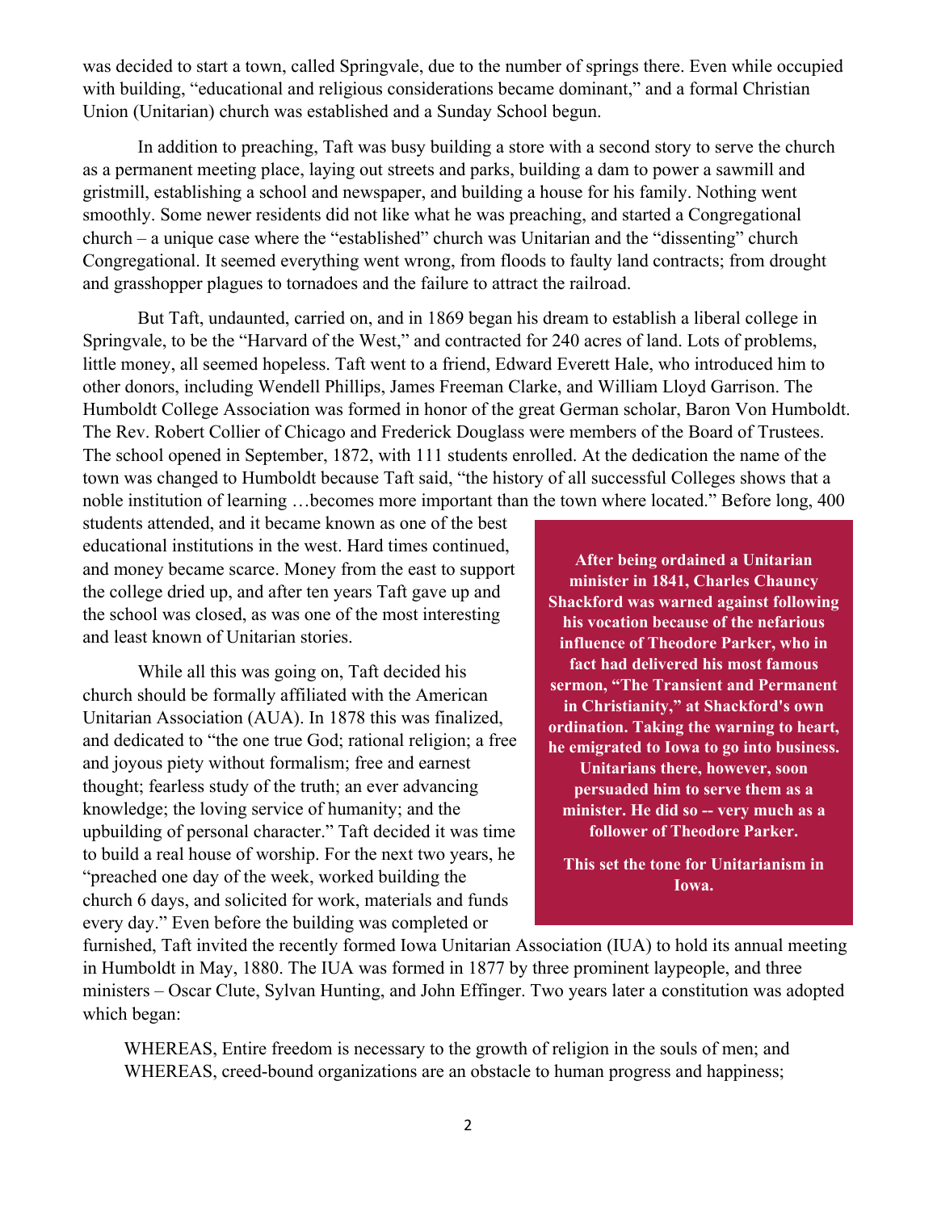was decided to start a town, called Springvale, due to the number of springs there. Even while occupied with building, "educational and religious considerations became dominant," and a formal Christian Union (Unitarian) church was established and a Sunday School begun.

In addition to preaching, Taft was busy building a store with a second story to serve the church as a permanent meeting place, laying out streets and parks, building a dam to power a sawmill and gristmill, establishing a school and newspaper, and building a house for his family. Nothing went smoothly. Some newer residents did not like what he was preaching, and started a Congregational church – a unique case where the "established" church was Unitarian and the "dissenting" church Congregational. It seemed everything went wrong, from floods to faulty land contracts; from drought and grasshopper plagues to tornadoes and the failure to attract the railroad.

But Taft, undaunted, carried on, and in 1869 began his dream to establish a liberal college in Springvale, to be the "Harvard of the West," and contracted for 240 acres of land. Lots of problems, little money, all seemed hopeless. Taft went to a friend, Edward Everett Hale, who introduced him to other donors, including Wendell Phillips, James Freeman Clarke, and William Lloyd Garrison. The Humboldt College Association was formed in honor of the great German scholar, Baron Von Humboldt. The Rev. Robert Collier of Chicago and Frederick Douglass were members of the Board of Trustees. The school opened in September, 1872, with 111 students enrolled. At the dedication the name of the town was changed to Humboldt because Taft said, "the history of all successful Colleges shows that a noble institution of learning …becomes more important than the town where located." Before long, 400 students attended, and it became known as one of the best educational institutions in the west. Hard times continued, and money became scarce. Money from the east to support the college dried up, and after ten years Taft gave up and the school was closed, as was one of the most interesting and least known of Unitarian stories.

While all this was going on, Taft decided his church should be formally affiliated with the American Unitarian Association (AUA). In 1878 this was finalized, and dedicated to "the one true God; rational religion; a free and joyous piety without formalism; free and earnest thought; fearless study of the truth; an ever advancing knowledge; the loving service of humanity; and the upbuilding of personal character." Taft decided it was time to build a real house of worship. For the next two years, he "preached one day of the week, worked building the church 6 days, and solicited for work, materials and funds every day." Even before the building was completed or furnished, Taft invited the recently formed Iowa Unitarian Association (IUA) to hold its annual meeting in Humboldt in May, 1880. The IUA was formed in 1877 by three prominent laypeople, and three ministers – Oscar Clute, Sylvan Hunting, and John Effinger. Two years later a constitution was adopted which began:

> WHEREAS, Entire freedom is necessary to the growth of religion in the souls of men; and
> WHEREAS, creed-bound organizations are an obstacle to human progress and happiness;

**After being ordained a Unitarian minister in 1841, Charles Chauncy Shackford was warned against following his vocation because of the nefarious influence of Theodore Parker, who in fact had delivered his most famous sermon, "The Transient and Permanent in Christianity," at Shackford's own ordination. Taking the warning to heart, he emigrated to Iowa to go into business. Unitarians there, however, soon persuaded him to serve them as a minister. He did so -- very much as a follower of Theodore Parker.**

**This set the tone for Unitarianism in Iowa.**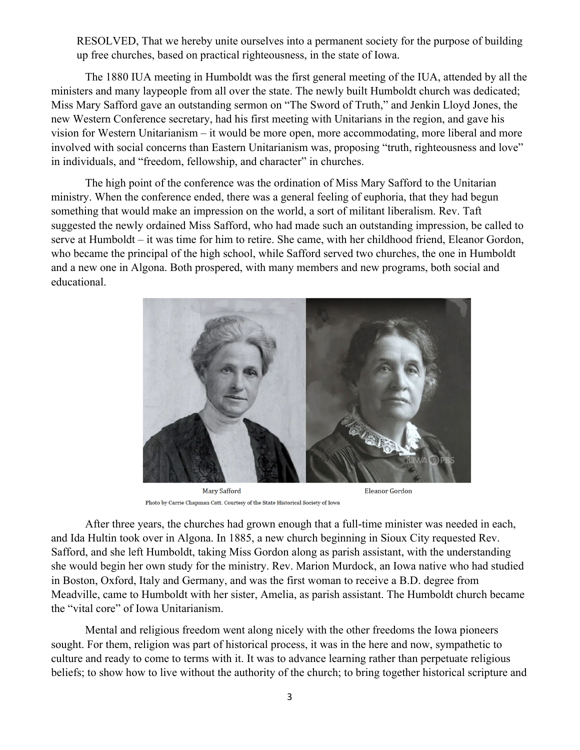RESOLVED, That we hereby unite ourselves into a permanent society for the purpose of building up free churches, based on practical righteousness, in the state of Iowa.

The 1880 IUA meeting in Humboldt was the first general meeting of the IUA, attended by all the ministers and many laypeople from all over the state. The newly built Humboldt church was dedicated; Miss Mary Safford gave an outstanding sermon on "The Sword of Truth," and Jenkin Lloyd Jones, the new Western Conference secretary, had his first meeting with Unitarians in the region, and gave his vision for Western Unitarianism – it would be more open, more accommodating, more liberal and more involved with social concerns than Eastern Unitarianism was, proposing "truth, righteousness and love" in individuals, and "freedom, fellowship, and character" in churches.

The high point of the conference was the ordination of Miss Mary Safford to the Unitarian ministry. When the conference ended, there was a general feeling of euphoria, that they had begun something that would make an impression on the world, a sort of militant liberalism. Rev. Taft suggested the newly ordained Miss Safford, who had made such an outstanding impression, be called to serve at Humboldt – it was time for him to retire. She came, with her childhood friend, Eleanor Gordon, who became the principal of the high school, while Safford served two churches, the one in Humboldt and a new one in Algona. Both prospered, with many members and new programs, both social and educational.

Mary Safford — Eleanor Gordon

Photo by Carrie Chapman Catt. Courtesy of the State Historical Society of Iowa

After three years, the churches had grown enough that a full-time minister was needed in each, and Ida Hultin took over in Algona. In 1885, a new church beginning in Sioux City requested Rev. Safford, and she left Humboldt, taking Miss Gordon along as parish assistant, with the understanding she would begin her own study for the ministry. Rev. Marion Murdock, an Iowa native who had studied in Boston, Oxford, Italy and Germany, and was the first woman to receive a B.D. degree from Meadville, came to Humboldt with her sister, Amelia, as parish assistant. The Humboldt church became the "vital core" of Iowa Unitarianism.

Mental and religious freedom went along nicely with the other freedoms the Iowa pioneers sought. For them, religion was part of historical process, it was in the here and now, sympathetic to culture and ready to come to terms with it. It was to advance learning rather than perpetuate religious beliefs; to show how to live without the authority of the church; to bring together historical scripture and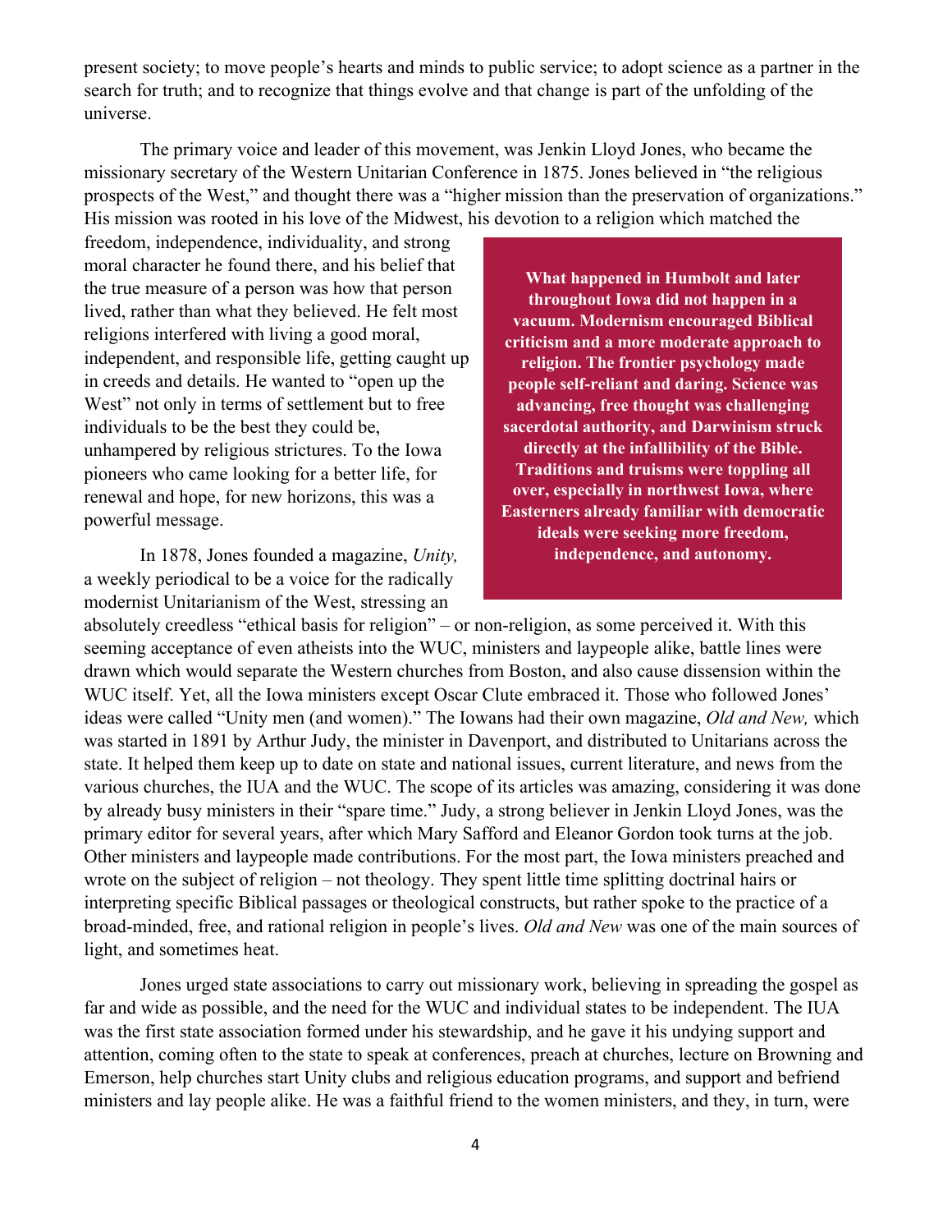present society; to move people's hearts and minds to public service; to adopt science as a partner in the search for truth; and to recognize that things evolve and that change is part of the unfolding of the universe.

The primary voice and leader of this movement, was Jenkin Lloyd Jones, who became the missionary secretary of the Western Unitarian Conference in 1875. Jones believed in "the religious prospects of the West," and thought there was a "higher mission than the preservation of organizations." His mission was rooted in his love of the Midwest, his devotion to a religion which matched the freedom, independence, individuality, and strong moral character he found there, and his belief that the true measure of a person was how that person lived, rather than what they believed. He felt most religions interfered with living a good moral, independent, and responsible life, getting caught up in creeds and details. He wanted to "open up the West" not only in terms of settlement but to free individuals to be the best they could be, unhampered by religious strictures. To the Iowa pioneers who came looking for a better life, for renewal and hope, for new horizons, this was a powerful message.

**What happened in Humbolt and later throughout Iowa did not happen in a vacuum. Modernism encouraged Biblical criticism and a more moderate approach to religion. The frontier psychology made people self-reliant and daring. Science was advancing, free thought was challenging sacerdotal authority, and Darwinism struck directly at the infallibility of the Bible. Traditions and truisms were toppling all over, especially in northwest Iowa, where Easterners already familiar with democratic ideals were seeking more freedom, independence, and autonomy.**

In 1878, Jones founded a magazine, *Unity,* a weekly periodical to be a voice for the radically modernist Unitarianism of the West, stressing an absolutely creedless "ethical basis for religion" – or non-religion, as some perceived it. With this seeming acceptance of even atheists into the WUC, ministers and laypeople alike, battle lines were drawn which would separate the Western churches from Boston, and also cause dissension within the WUC itself. Yet, all the Iowa ministers except Oscar Clute embraced it. Those who followed Jones' ideas were called "Unity men (and women)." The Iowans had their own magazine, *Old and New,* which was started in 1891 by Arthur Judy, the minister in Davenport, and distributed to Unitarians across the state. It helped them keep up to date on state and national issues, current literature, and news from the various churches, the IUA and the WUC. The scope of its articles was amazing, considering it was done by already busy ministers in their "spare time." Judy, a strong believer in Jenkin Lloyd Jones, was the primary editor for several years, after which Mary Safford and Eleanor Gordon took turns at the job. Other ministers and laypeople made contributions. For the most part, the Iowa ministers preached and wrote on the subject of religion – not theology. They spent little time splitting doctrinal hairs or interpreting specific Biblical passages or theological constructs, but rather spoke to the practice of a broad-minded, free, and rational religion in people's lives. *Old and New* was one of the main sources of light, and sometimes heat.

Jones urged state associations to carry out missionary work, believing in spreading the gospel as far and wide as possible, and the need for the WUC and individual states to be independent. The IUA was the first state association formed under his stewardship, and he gave it his undying support and attention, coming often to the state to speak at conferences, preach at churches, lecture on Browning and Emerson, help churches start Unity clubs and religious education programs, and support and befriend ministers and lay people alike. He was a faithful friend to the women ministers, and they, in turn, were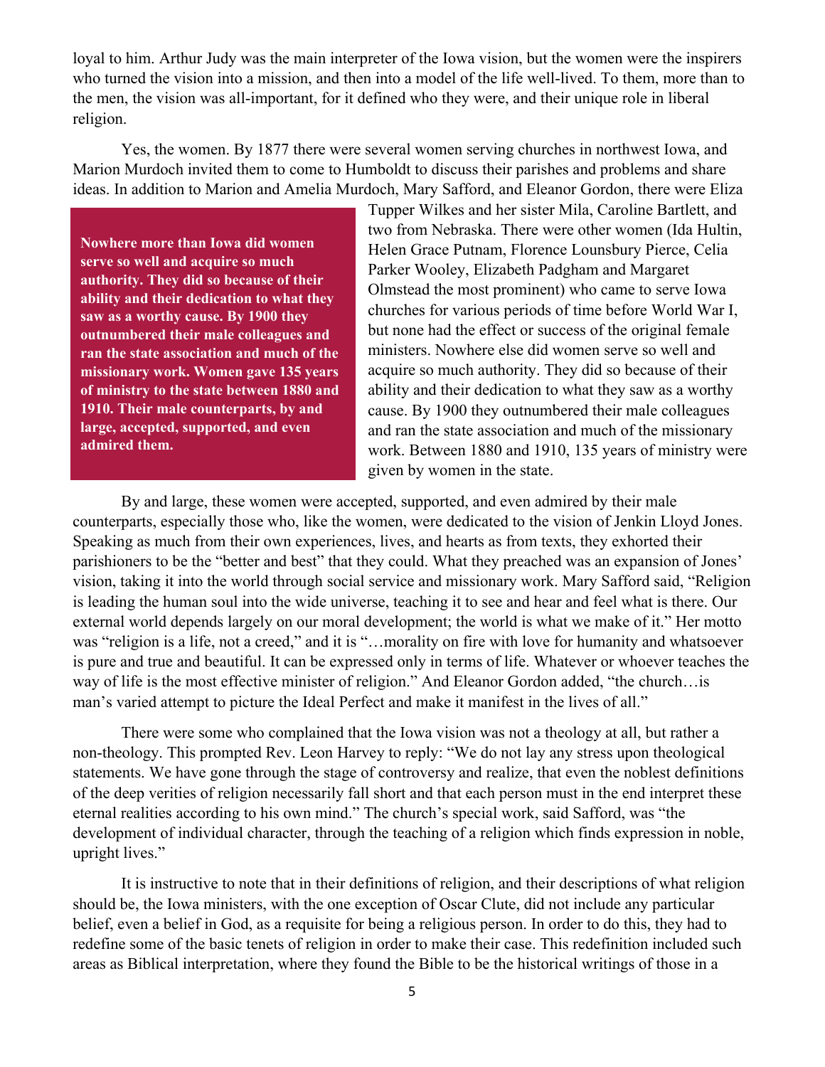loyal to him. Arthur Judy was the main interpreter of the Iowa vision, but the women were the inspirers who turned the vision into a mission, and then into a model of the life well-lived. To them, more than to the men, the vision was all-important, for it defined who they were, and their unique role in liberal religion.

Yes, the women. By 1877 there were several women serving churches in northwest Iowa, and Marion Murdoch invited them to come to Humboldt to discuss their parishes and problems and share ideas. In addition to Marion and Amelia Murdoch, Mary Safford, and Eleanor Gordon, there were Eliza Tupper Wilkes and her sister Mila, Caroline Bartlett, and two from Nebraska. There were other women (Ida Hultin, Helen Grace Putnam, Florence Lounsbury Pierce, Celia Parker Wooley, Elizabeth Padgham and Margaret Olmstead the most prominent) who came to serve Iowa churches for various periods of time before World War I, but none had the effect or success of the original female ministers. Nowhere else did women serve so well and acquire so much authority. They did so because of their ability and their dedication to what they saw as a worthy cause. By 1900 they outnumbered their male colleagues and ran the state association and much of the missionary work. Between 1880 and 1910, 135 years of ministry were given by women in the state.

> **Nowhere more than Iowa did women serve so well and acquire so much authority. They did so because of their ability and their dedication to what they saw as a worthy cause. By 1900 they outnumbered their male colleagues and ran the state association and much of the missionary work. Women gave 135 years of ministry to the state between 1880 and 1910. Their male counterparts, by and large, accepted, supported, and even admired them.**

By and large, these women were accepted, supported, and even admired by their male counterparts, especially those who, like the women, were dedicated to the vision of Jenkin Lloyd Jones. Speaking as much from their own experiences, lives, and hearts as from texts, they exhorted their parishioners to be the "better and best" that they could. What they preached was an expansion of Jones' vision, taking it into the world through social service and missionary work. Mary Safford said, "Religion is leading the human soul into the wide universe, teaching it to see and hear and feel what is there. Our external world depends largely on our moral development; the world is what we make of it." Her motto was "religion is a life, not a creed," and it is "…morality on fire with love for humanity and whatsoever is pure and true and beautiful. It can be expressed only in terms of life. Whatever or whoever teaches the way of life is the most effective minister of religion." And Eleanor Gordon added, "the church…is man's varied attempt to picture the Ideal Perfect and make it manifest in the lives of all."

There were some who complained that the Iowa vision was not a theology at all, but rather a non-theology. This prompted Rev. Leon Harvey to reply: "We do not lay any stress upon theological statements. We have gone through the stage of controversy and realize, that even the noblest definitions of the deep verities of religion necessarily fall short and that each person must in the end interpret these eternal realities according to his own mind." The church's special work, said Safford, was "the development of individual character, through the teaching of a religion which finds expression in noble, upright lives."

It is instructive to note that in their definitions of religion, and their descriptions of what religion should be, the Iowa ministers, with the one exception of Oscar Clute, did not include any particular belief, even a belief in God, as a requisite for being a religious person. In order to do this, they had to redefine some of the basic tenets of religion in order to make their case. This redefinition included such areas as Biblical interpretation, where they found the Bible to be the historical writings of those in a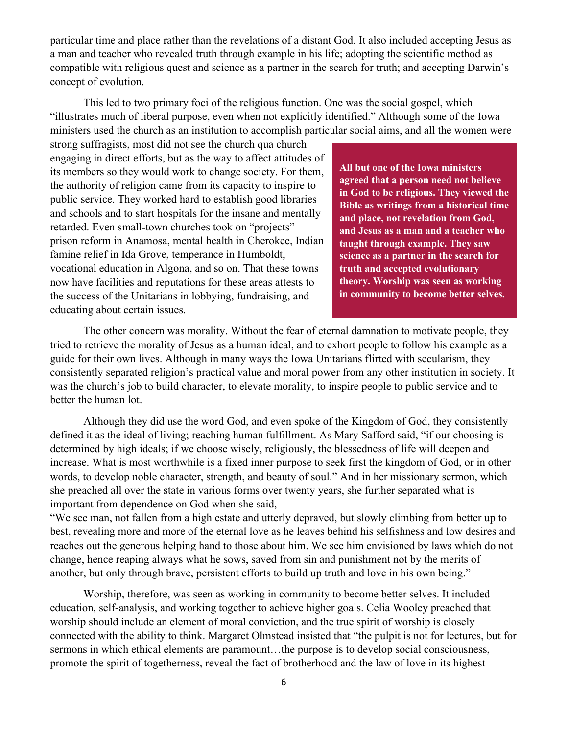particular time and place rather than the revelations of a distant God. It also included accepting Jesus as a man and teacher who revealed truth through example in his life; adopting the scientific method as compatible with religious quest and science as a partner in the search for truth; and accepting Darwin's concept of evolution.

This led to two primary foci of the religious function. One was the social gospel, which "illustrates much of liberal purpose, even when not explicitly identified." Although some of the Iowa ministers used the church as an institution to accomplish particular social aims, and all the women were strong suffragists, most did not see the church qua church engaging in direct efforts, but as the way to affect attitudes of its members so they would work to change society. For them, the authority of religion came from its capacity to inspire to public service. They worked hard to establish good libraries and schools and to start hospitals for the insane and mentally retarded. Even small-town churches took on "projects" – prison reform in Anamosa, mental health in Cherokee, Indian famine relief in Ida Grove, temperance in Humboldt, vocational education in Algona, and so on. That these towns now have facilities and reputations for these areas attests to the success of the Unitarians in lobbying, fundraising, and educating about certain issues.

**All but one of the Iowa ministers agreed that a person need not believe in God to be religious. They viewed the Bible as writings from a historical time and place, not revelation from God, and Jesus as a man and a teacher who taught through example. They saw science as a partner in the search for truth and accepted evolutionary theory. Worship was seen as working in community to become better selves.**

The other concern was morality. Without the fear of eternal damnation to motivate people, they tried to retrieve the morality of Jesus as a human ideal, and to exhort people to follow his example as a guide for their own lives. Although in many ways the Iowa Unitarians flirted with secularism, they consistently separated religion's practical value and moral power from any other institution in society. It was the church's job to build character, to elevate morality, to inspire people to public service and to better the human lot.

Although they did use the word God, and even spoke of the Kingdom of God, they consistently defined it as the ideal of living; reaching human fulfillment. As Mary Safford said, "if our choosing is determined by high ideals; if we choose wisely, religiously, the blessedness of life will deepen and increase. What is most worthwhile is a fixed inner purpose to seek first the kingdom of God, or in other words, to develop noble character, strength, and beauty of soul." And in her missionary sermon, which she preached all over the state in various forms over twenty years, she further separated what is important from dependence on God when she said,

"We see man, not fallen from a high estate and utterly depraved, but slowly climbing from better up to best, revealing more and more of the eternal love as he leaves behind his selfishness and low desires and reaches out the generous helping hand to those about him. We see him envisioned by laws which do not change, hence reaping always what he sows, saved from sin and punishment not by the merits of another, but only through brave, persistent efforts to build up truth and love in his own being."

Worship, therefore, was seen as working in community to become better selves. It included education, self-analysis, and working together to achieve higher goals. Celia Wooley preached that worship should include an element of moral conviction, and the true spirit of worship is closely connected with the ability to think. Margaret Olmstead insisted that "the pulpit is not for lectures, but for sermons in which ethical elements are paramount…the purpose is to develop social consciousness, promote the spirit of togetherness, reveal the fact of brotherhood and the law of love in its highest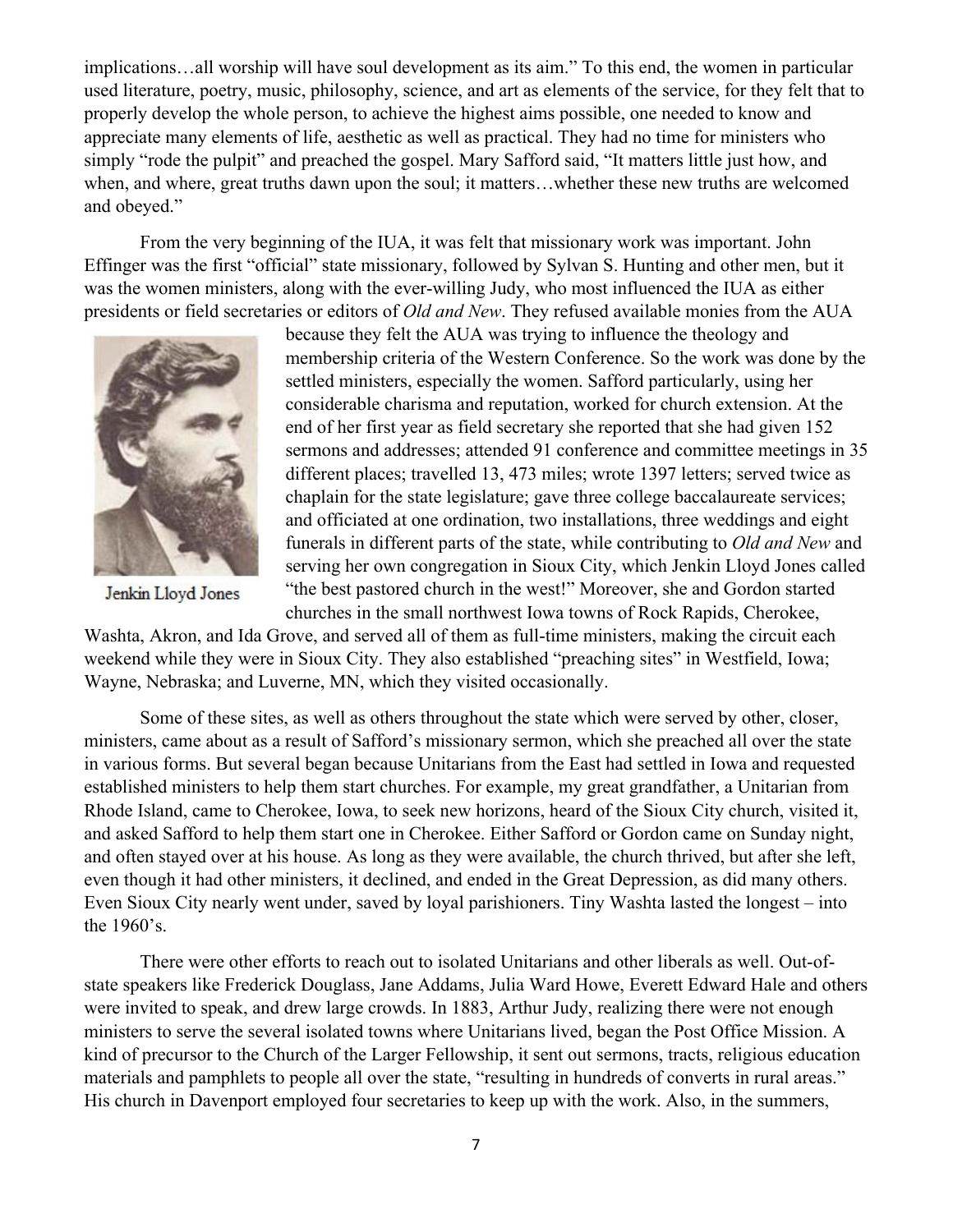implications…all worship will have soul development as its aim." To this end, the women in particular used literature, poetry, music, philosophy, science, and art as elements of the service, for they felt that to properly develop the whole person, to achieve the highest aims possible, one needed to know and appreciate many elements of life, aesthetic as well as practical. They had no time for ministers who simply "rode the pulpit" and preached the gospel. Mary Safford said, "It matters little just how, and when, and where, great truths dawn upon the soul; it matters…whether these new truths are welcomed and obeyed."

From the very beginning of the IUA, it was felt that missionary work was important. John Effinger was the first "official" state missionary, followed by Sylvan S. Hunting and other men, but it was the women ministers, along with the ever-willing Judy, who most influenced the IUA as either presidents or field secretaries or editors of *Old and New*. They refused available monies from the AUA because they felt the AUA was trying to influence the theology and membership criteria of the Western Conference. So the work was done by the settled ministers, especially the women. Safford particularly, using her considerable charisma and reputation, worked for church extension. At the end of her first year as field secretary she reported that she had given 152 sermons and addresses; attended 91 conference and committee meetings in 35 different places; travelled 13, 473 miles; wrote 1397 letters; served twice as chaplain for the state legislature; gave three college baccalaureate services; and officiated at one ordination, two installations, three weddings and eight funerals in different parts of the state, while contributing to *Old and New* and serving her own congregation in Sioux City, which Jenkin Lloyd Jones called "the best pastored church in the west!" Moreover, she and Gordon started churches in the small northwest Iowa towns of Rock Rapids, Cherokee, Washta, Akron, and Ida Grove, and served all of them as full-time ministers, making the circuit each weekend while they were in Sioux City. They also established "preaching sites" in Westfield, Iowa; Wayne, Nebraska; and Luverne, MN, which they visited occasionally.

Jenkin Lloyd Jones

Some of these sites, as well as others throughout the state which were served by other, closer, ministers, came about as a result of Safford's missionary sermon, which she preached all over the state in various forms. But several began because Unitarians from the East had settled in Iowa and requested established ministers to help them start churches. For example, my great grandfather, a Unitarian from Rhode Island, came to Cherokee, Iowa, to seek new horizons, heard of the Sioux City church, visited it, and asked Safford to help them start one in Cherokee. Either Safford or Gordon came on Sunday night, and often stayed over at his house. As long as they were available, the church thrived, but after she left, even though it had other ministers, it declined, and ended in the Great Depression, as did many others. Even Sioux City nearly went under, saved by loyal parishioners. Tiny Washta lasted the longest – into the 1960's.

There were other efforts to reach out to isolated Unitarians and other liberals as well. Out-of-state speakers like Frederick Douglass, Jane Addams, Julia Ward Howe, Everett Edward Hale and others were invited to speak, and drew large crowds. In 1883, Arthur Judy, realizing there were not enough ministers to serve the several isolated towns where Unitarians lived, began the Post Office Mission. A kind of precursor to the Church of the Larger Fellowship, it sent out sermons, tracts, religious education materials and pamphlets to people all over the state, "resulting in hundreds of converts in rural areas." His church in Davenport employed four secretaries to keep up with the work. Also, in the summers,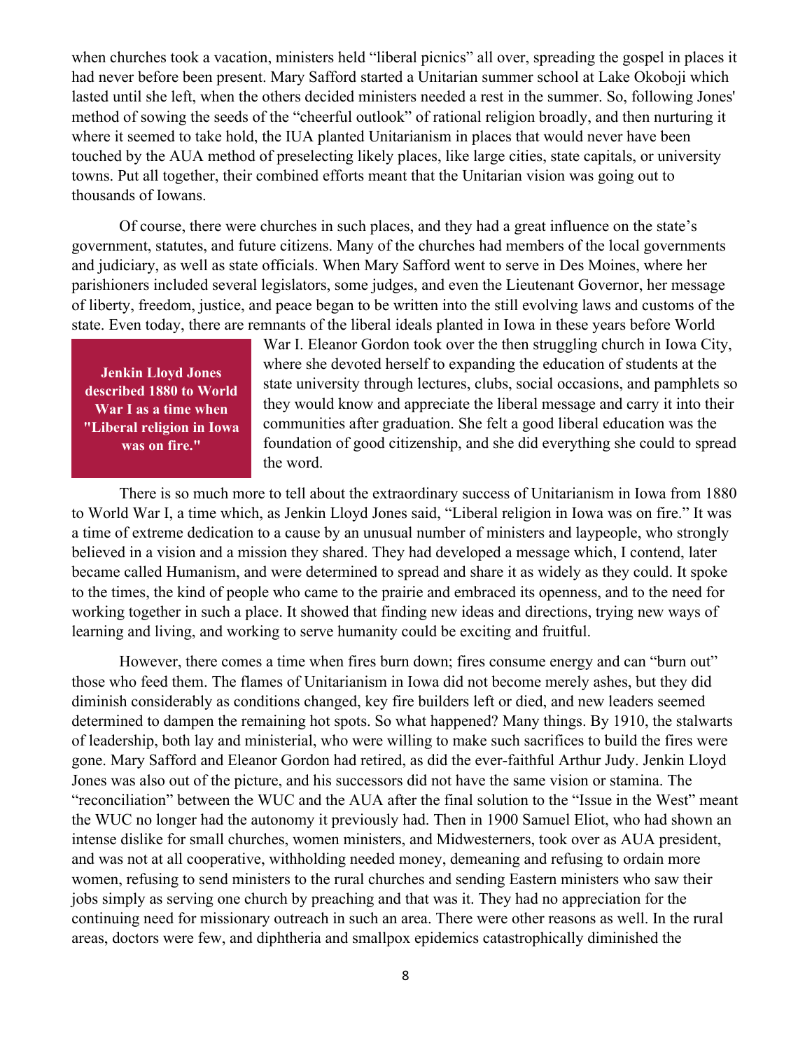when churches took a vacation, ministers held "liberal picnics" all over, spreading the gospel in places it had never before been present. Mary Safford started a Unitarian summer school at Lake Okoboji which lasted until she left, when the others decided ministers needed a rest in the summer. So, following Jones' method of sowing the seeds of the "cheerful outlook" of rational religion broadly, and then nurturing it where it seemed to take hold, the IUA planted Unitarianism in places that would never have been touched by the AUA method of preselecting likely places, like large cities, state capitals, or university towns. Put all together, their combined efforts meant that the Unitarian vision was going out to thousands of Iowans.

Of course, there were churches in such places, and they had a great influence on the state's government, statutes, and future citizens. Many of the churches had members of the local governments and judiciary, as well as state officials. When Mary Safford went to serve in Des Moines, where her parishioners included several legislators, some judges, and even the Lieutenant Governor, her message of liberty, freedom, justice, and peace began to be written into the still evolving laws and customs of the state. Even today, there are remnants of the liberal ideals planted in Iowa in these years before World War I. Eleanor Gordon took over the then struggling church in Iowa City, where she devoted herself to expanding the education of students at the state university through lectures, clubs, social occasions, and pamphlets so they would know and appreciate the liberal message and carry it into their communities after graduation. She felt a good liberal education was the foundation of good citizenship, and she did everything she could to spread the word.

**Jenkin Lloyd Jones described 1880 to World War I as a time when "Liberal religion in Iowa was on fire."**

There is so much more to tell about the extraordinary success of Unitarianism in Iowa from 1880 to World War I, a time which, as Jenkin Lloyd Jones said, "Liberal religion in Iowa was on fire." It was a time of extreme dedication to a cause by an unusual number of ministers and laypeople, who strongly believed in a vision and a mission they shared. They had developed a message which, I contend, later became called Humanism, and were determined to spread and share it as widely as they could. It spoke to the times, the kind of people who came to the prairie and embraced its openness, and to the need for working together in such a place. It showed that finding new ideas and directions, trying new ways of learning and living, and working to serve humanity could be exciting and fruitful.

However, there comes a time when fires burn down; fires consume energy and can "burn out" those who feed them. The flames of Unitarianism in Iowa did not become merely ashes, but they did diminish considerably as conditions changed, key fire builders left or died, and new leaders seemed determined to dampen the remaining hot spots. So what happened? Many things. By 1910, the stalwarts of leadership, both lay and ministerial, who were willing to make such sacrifices to build the fires were gone. Mary Safford and Eleanor Gordon had retired, as did the ever-faithful Arthur Judy. Jenkin Lloyd Jones was also out of the picture, and his successors did not have the same vision or stamina. The "reconciliation" between the WUC and the AUA after the final solution to the "Issue in the West" meant the WUC no longer had the autonomy it previously had. Then in 1900 Samuel Eliot, who had shown an intense dislike for small churches, women ministers, and Midwesterners, took over as AUA president, and was not at all cooperative, withholding needed money, demeaning and refusing to ordain more women, refusing to send ministers to the rural churches and sending Eastern ministers who saw their jobs simply as serving one church by preaching and that was it. They had no appreciation for the continuing need for missionary outreach in such an area. There were other reasons as well. In the rural areas, doctors were few, and diphtheria and smallpox epidemics catastrophically diminished the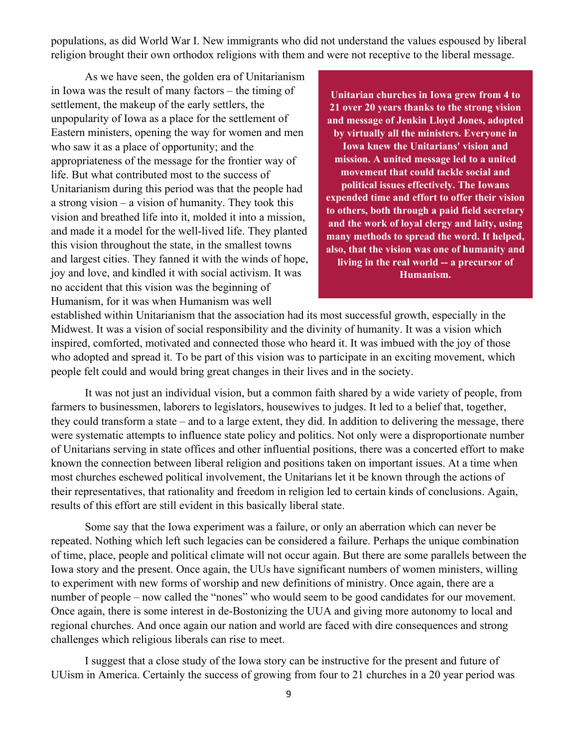populations, as did World War I. New immigrants who did not understand the values espoused by liberal religion brought their own orthodox religions with them and were not receptive to the liberal message.

**Unitarian churches in Iowa grew from 4 to 21 over 20 years thanks to the strong vision and message of Jenkin Lloyd Jones, adopted by virtually all the ministers. Everyone in Iowa knew the Unitarians' vision and mission. A united message led to a united movement that could tackle social and political issues effectively. The Iowans expended time and effort to offer their vision to others, both through a paid field secretary and the work of loyal clergy and laity, using many methods to spread the word. It helped, also, that the vision was one of humanity and living in the real world -- a precursor of Humanism.**

As we have seen, the golden era of Unitarianism in Iowa was the result of many factors – the timing of settlement, the makeup of the early settlers, the unpopularity of Iowa as a place for the settlement of Eastern ministers, opening the way for women and men who saw it as a place of opportunity; and the appropriateness of the message for the frontier way of life. But what contributed most to the success of Unitarianism during this period was that the people had a strong vision – a vision of humanity. They took this vision and breathed life into it, molded it into a mission, and made it a model for the well-lived life. They planted this vision throughout the state, in the smallest towns and largest cities. They fanned it with the winds of hope, joy and love, and kindled it with social activism. It was no accident that this vision was the beginning of Humanism, for it was when Humanism was well established within Unitarianism that the association had its most successful growth, especially in the Midwest. It was a vision of social responsibility and the divinity of humanity. It was a vision which inspired, comforted, motivated and connected those who heard it. It was imbued with the joy of those who adopted and spread it. To be part of this vision was to participate in an exciting movement, which people felt could and would bring great changes in their lives and in the society.

It was not just an individual vision, but a common faith shared by a wide variety of people, from farmers to businessmen, laborers to legislators, housewives to judges. It led to a belief that, together, they could transform a state – and to a large extent, they did. In addition to delivering the message, there were systematic attempts to influence state policy and politics. Not only were a disproportionate number of Unitarians serving in state offices and other influential positions, there was a concerted effort to make known the connection between liberal religion and positions taken on important issues. At a time when most churches eschewed political involvement, the Unitarians let it be known through the actions of their representatives, that rationality and freedom in religion led to certain kinds of conclusions. Again, results of this effort are still evident in this basically liberal state.

Some say that the Iowa experiment was a failure, or only an aberration which can never be repeated. Nothing which left such legacies can be considered a failure. Perhaps the unique combination of time, place, people and political climate will not occur again. But there are some parallels between the Iowa story and the present. Once again, the UUs have significant numbers of women ministers, willing to experiment with new forms of worship and new definitions of ministry. Once again, there are a number of people – now called the "nones" who would seem to be good candidates for our movement. Once again, there is some interest in de-Bostonizing the UUA and giving more autonomy to local and regional churches. And once again our nation and world are faced with dire consequences and strong challenges which religious liberals can rise to meet.

I suggest that a close study of the Iowa story can be instructive for the present and future of UUism in America. Certainly the success of growing from four to 21 churches in a 20 year period was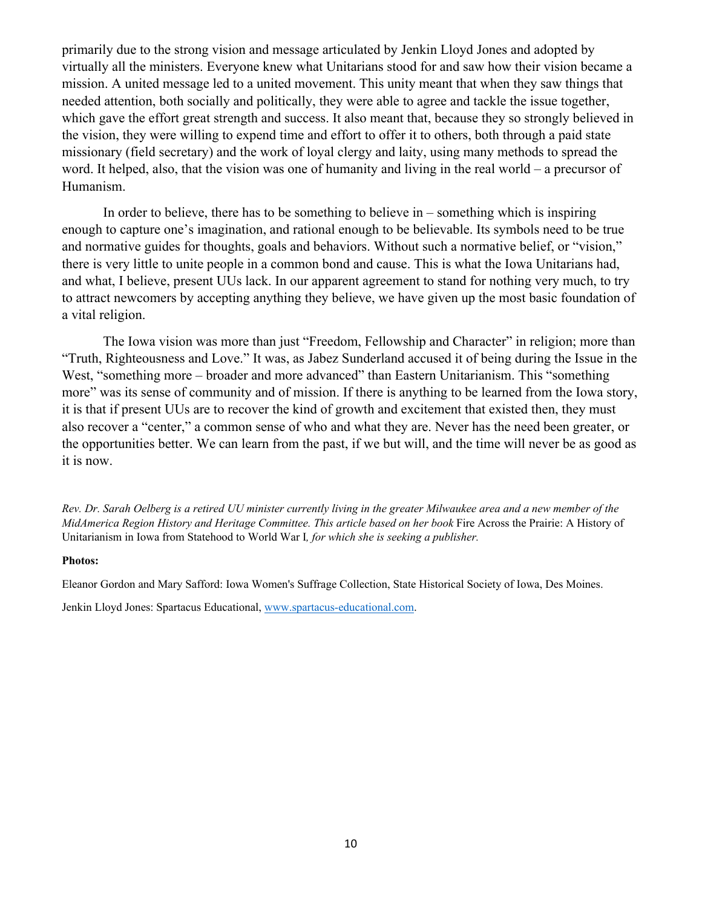primarily due to the strong vision and message articulated by Jenkin Lloyd Jones and adopted by virtually all the ministers. Everyone knew what Unitarians stood for and saw how their vision became a mission. A united message led to a united movement. This unity meant that when they saw things that needed attention, both socially and politically, they were able to agree and tackle the issue together, which gave the effort great strength and success. It also meant that, because they so strongly believed in the vision, they were willing to expend time and effort to offer it to others, both through a paid state missionary (field secretary) and the work of loyal clergy and laity, using many methods to spread the word. It helped, also, that the vision was one of humanity and living in the real world – a precursor of Humanism.

In order to believe, there has to be something to believe in – something which is inspiring enough to capture one's imagination, and rational enough to be believable. Its symbols need to be true and normative guides for thoughts, goals and behaviors. Without such a normative belief, or "vision," there is very little to unite people in a common bond and cause. This is what the Iowa Unitarians had, and what, I believe, present UUs lack. In our apparent agreement to stand for nothing very much, to try to attract newcomers by accepting anything they believe, we have given up the most basic foundation of a vital religion.

The Iowa vision was more than just "Freedom, Fellowship and Character" in religion; more than "Truth, Righteousness and Love." It was, as Jabez Sunderland accused it of being during the Issue in the West, "something more – broader and more advanced" than Eastern Unitarianism. This "something more" was its sense of community and of mission. If there is anything to be learned from the Iowa story, it is that if present UUs are to recover the kind of growth and excitement that existed then, they must also recover a "center," a common sense of who and what they are. Never has the need been greater, or the opportunities better. We can learn from the past, if we but will, and the time will never be as good as it is now.

*Rev. Dr. Sarah Oelberg is a retired UU minister currently living in the greater Milwaukee area and a new member of the MidAmerica Region History and Heritage Committee. This article based on her book* Fire Across the Prairie: A History of Unitarianism in Iowa from Statehood to World War I*, for which she is seeking a publisher.*

**Photos:**

Eleanor Gordon and Mary Safford: Iowa Women's Suffrage Collection, State Historical Society of Iowa, Des Moines.

Jenkin Lloyd Jones: Spartacus Educational, www.spartacus-educational.com.